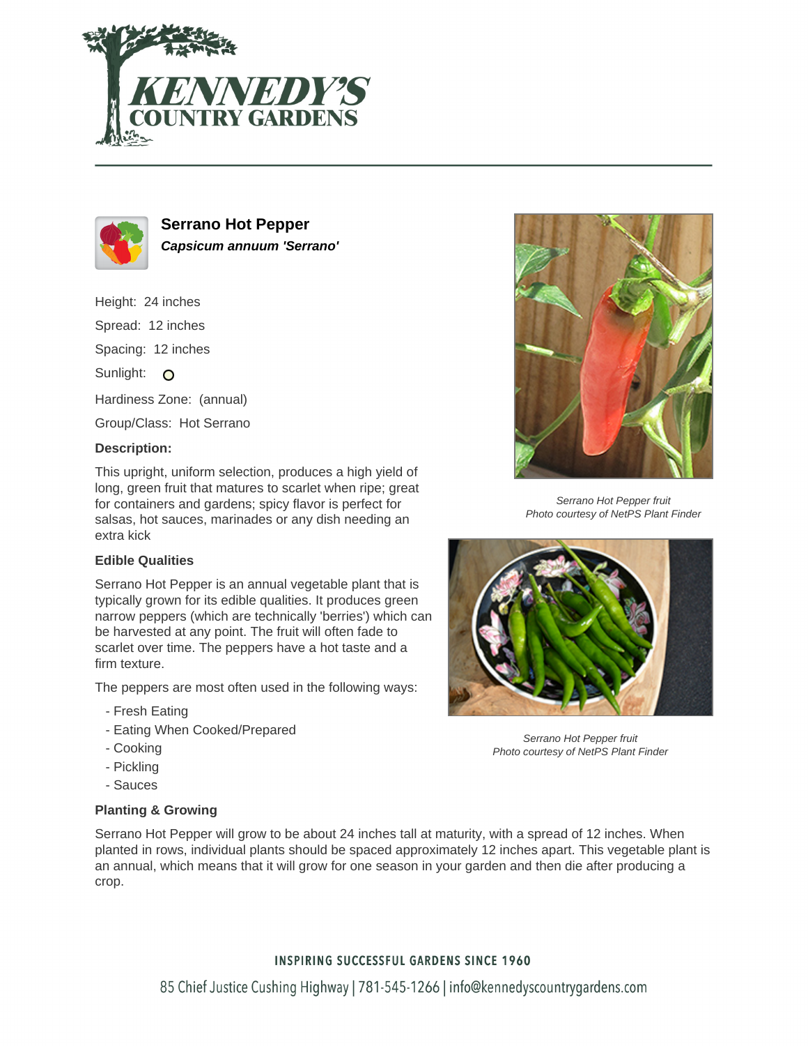# Serrano Hot Pepper

***Capsicum annuum 'Serrano'***

Height: 24 inches

Spread: 12 inches

Spacing: 12 inches

Sunlight: O

Hardiness Zone: (annual)

Group/Class: Hot Serrano

**Description:**

This upright, uniform selection, produces a high yield of long, green fruit that matures to scarlet when ripe; great for containers and gardens; spicy flavor is perfect for salsas, hot sauces, marinades or any dish needing an extra kick

*Serrano Hot Pepper fruit*
*Photo courtesy of NetPS Plant Finder*

### Edible Qualities

Serrano Hot Pepper is an annual vegetable plant that is typically grown for its edible qualities. It produces green narrow peppers (which are technically 'berries') which can be harvested at any point. The fruit will often fade to scarlet over time. The peppers have a hot taste and a firm texture.

The peppers are most often used in the following ways:

- Fresh Eating
- Eating When Cooked/Prepared
- Cooking
- Pickling
- Sauces

*Serrano Hot Pepper fruit*
*Photo courtesy of NetPS Plant Finder*

### Planting & Growing

Serrano Hot Pepper will grow to be about 24 inches tall at maturity, with a spread of 12 inches. When planted in rows, individual plants should be spaced approximately 12 inches apart. This vegetable plant is an annual, which means that it will grow for one season in your garden and then die after producing a crop.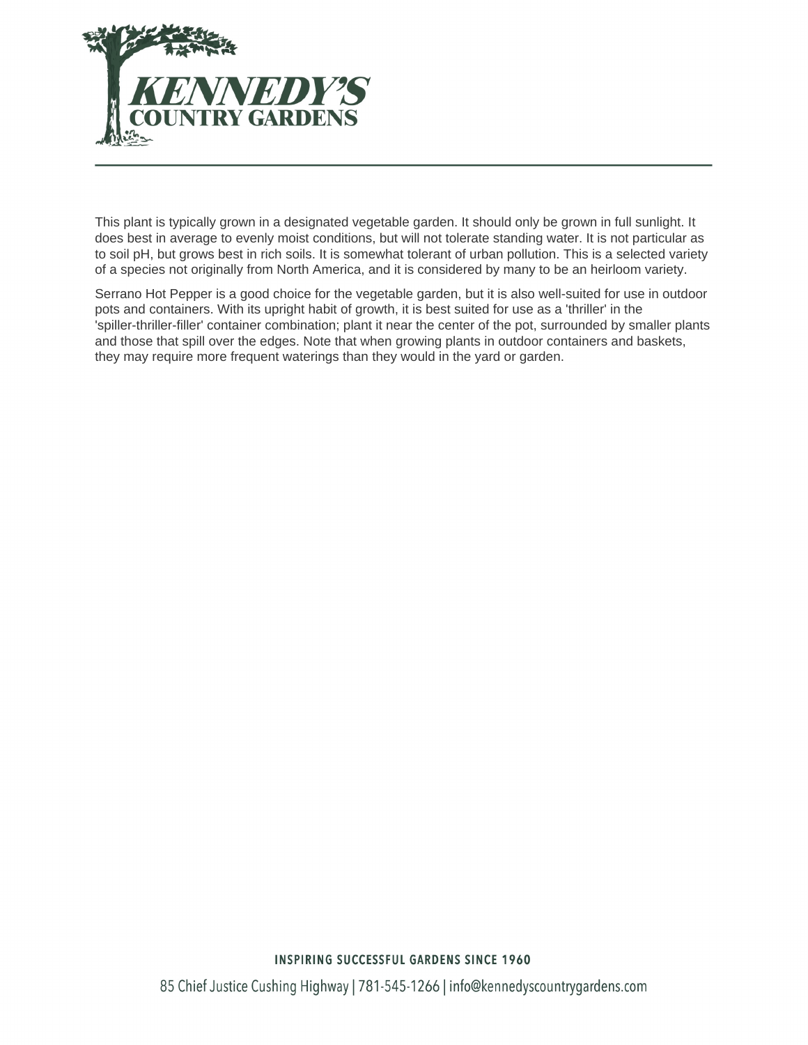This plant is typically grown in a designated vegetable garden. It should only be grown in full sunlight. It does best in average to evenly moist conditions, but will not tolerate standing water. It is not particular as to soil pH, but grows best in rich soils. It is somewhat tolerant of urban pollution. This is a selected variety of a species not originally from North America, and it is considered by many to be an heirloom variety.

Serrano Hot Pepper is a good choice for the vegetable garden, but it is also well-suited for use in outdoor pots and containers. With its upright habit of growth, it is best suited for use as a 'thriller' in the 'spiller-thriller-filler' container combination; plant it near the center of the pot, surrounded by smaller plants and those that spill over the edges. Note that when growing plants in outdoor containers and baskets, they may require more frequent waterings than they would in the yard or garden.